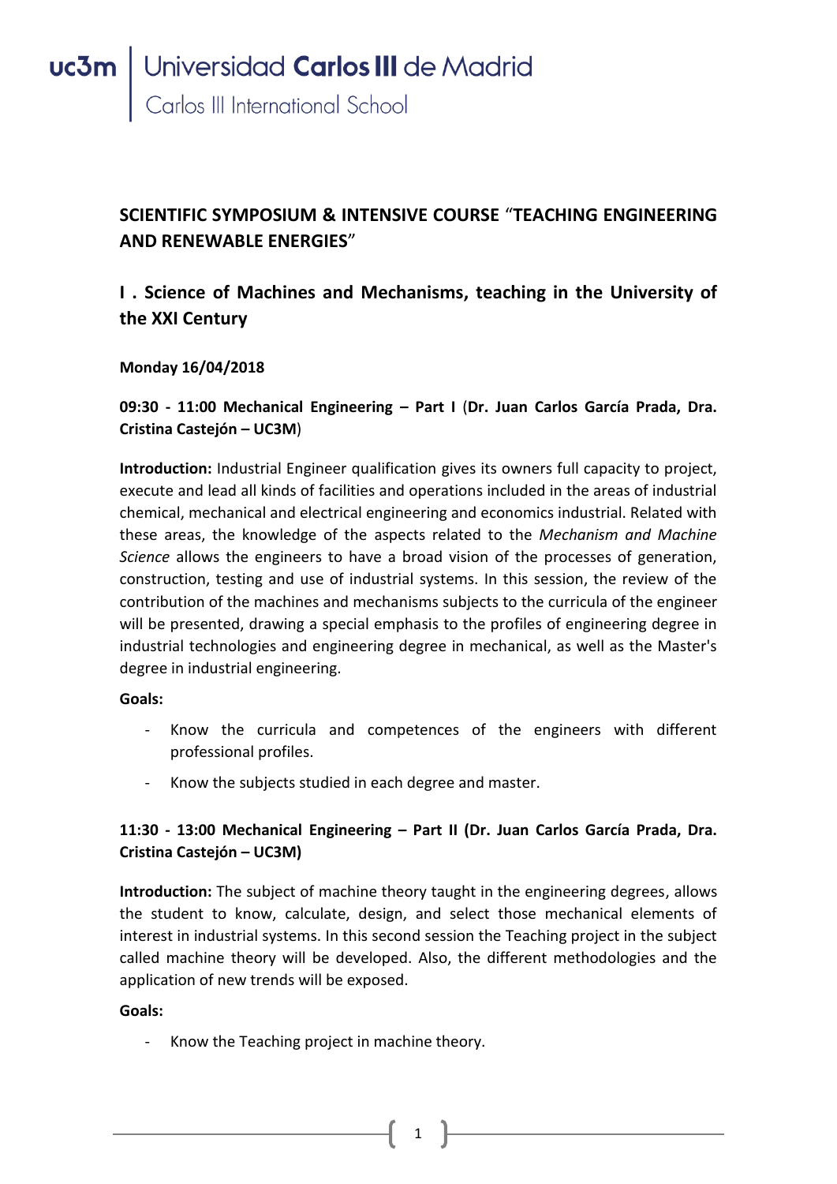uc3m | Universidad Carlos III de Madrid
Carlos III International School

# SCIENTIFIC SYMPOSIUM & INTENSIVE COURSE "TEACHING ENGINEERING AND RENEWABLE ENERGIES"

## I . Science of Machines and Mechanisms, teaching in the University of the XXI Century

**Monday 16/04/2018**

### 09:30 - 11:00 Mechanical Engineering – Part I (Dr. Juan Carlos García Prada, Dra. Cristina Castejón – UC3M)

**Introduction:** Industrial Engineer qualification gives its owners full capacity to project, execute and lead all kinds of facilities and operations included in the areas of industrial chemical, mechanical and electrical engineering and economics industrial. Related with these areas, the knowledge of the aspects related to the *Mechanism and Machine Science* allows the engineers to have a broad vision of the processes of generation, construction, testing and use of industrial systems. In this session, the review of the contribution of the machines and mechanisms subjects to the curricula of the engineer will be presented, drawing a special emphasis to the profiles of engineering degree in industrial technologies and engineering degree in mechanical, as well as the Master's degree in industrial engineering.

**Goals:**

- Know the curricula and competences of the engineers with different professional profiles.
- Know the subjects studied in each degree and master.

### 11:30 - 13:00 Mechanical Engineering – Part II (Dr. Juan Carlos García Prada, Dra. Cristina Castejón – UC3M)

**Introduction:** The subject of machine theory taught in the engineering degrees, allows the student to know, calculate, design, and select those mechanical elements of interest in industrial systems. In this second session the Teaching project in the subject called machine theory will be developed. Also, the different methodologies and the application of new trends will be exposed.

**Goals:**

- Know the Teaching project in machine theory.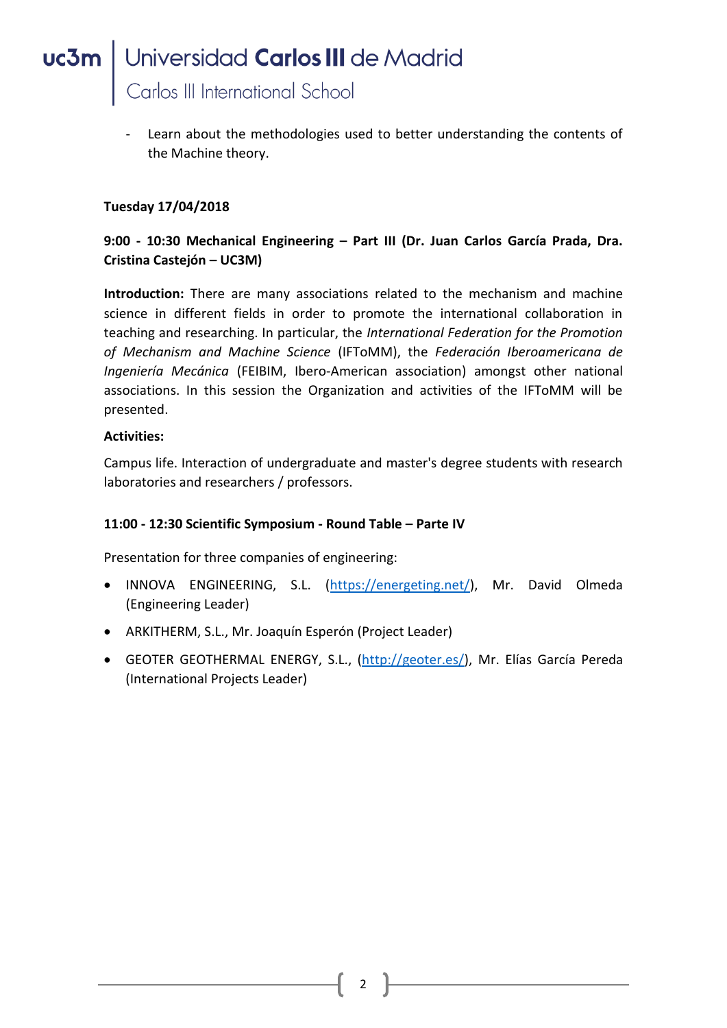- Learn about the methodologies used to better understanding the contents of the Machine theory.

**Tuesday 17/04/2018**

**9:00 - 10:30 Mechanical Engineering – Part III (Dr. Juan Carlos García Prada, Dra. Cristina Castejón – UC3M)**

**Introduction:** There are many associations related to the mechanism and machine science in different fields in order to promote the international collaboration in teaching and researching. In particular, the *International Federation for the Promotion of Mechanism and Machine Science* (IFToMM), the *Federación Iberoamericana de Ingeniería Mecánica* (FEIBIM, Ibero-American association) amongst other national associations. In this session the Organization and activities of the IFToMM will be presented.

**Activities:**

Campus life. Interaction of undergraduate and master's degree students with research laboratories and researchers / professors.

**11:00 - 12:30 Scientific Symposium - Round Table – Parte IV**

Presentation for three companies of engineering:

- INNOVA ENGINEERING, S.L. (https://energeting.net/), Mr. David Olmeda (Engineering Leader)
- ARKITHERM, S.L., Mr. Joaquín Esperón (Project Leader)
- GEOTER GEOTHERMAL ENERGY, S.L., (http://geoter.es/), Mr. Elías García Pereda (International Projects Leader)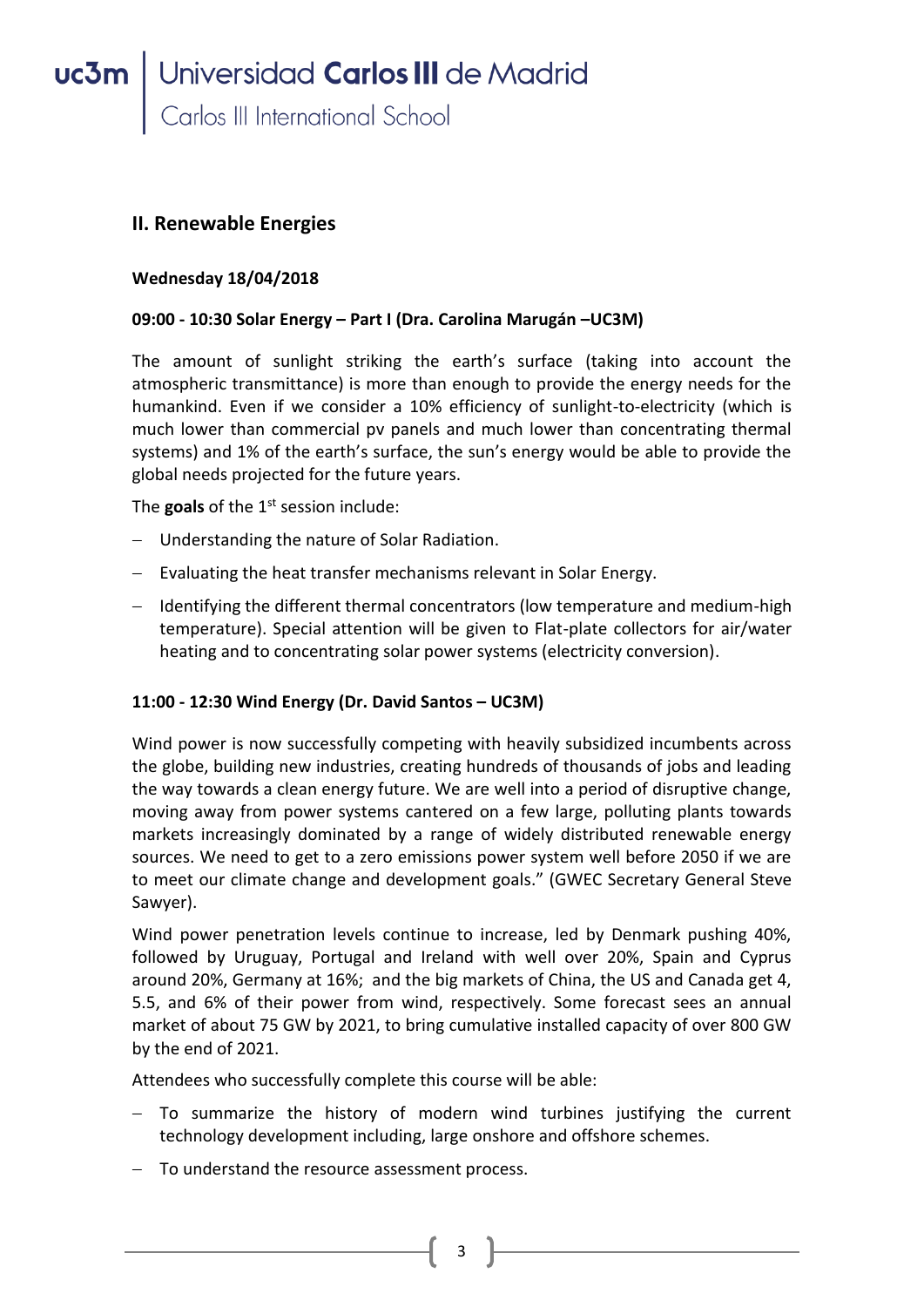## II. Renewable Energies

**Wednesday 18/04/2018**

**09:00 - 10:30 Solar Energy – Part I (Dra. Carolina Marugán –UC3M)**

The amount of sunlight striking the earth's surface (taking into account the atmospheric transmittance) is more than enough to provide the energy needs for the humankind. Even if we consider a 10% efficiency of sunlight-to-electricity (which is much lower than commercial pv panels and much lower than concentrating thermal systems) and 1% of the earth's surface, the sun's energy would be able to provide the global needs projected for the future years.

The **goals** of the 1st session include:

- Understanding the nature of Solar Radiation.
- Evaluating the heat transfer mechanisms relevant in Solar Energy.
- Identifying the different thermal concentrators (low temperature and medium-high temperature). Special attention will be given to Flat-plate collectors for air/water heating and to concentrating solar power systems (electricity conversion).

**11:00 - 12:30 Wind Energy (Dr. David Santos – UC3M)**

Wind power is now successfully competing with heavily subsidized incumbents across the globe, building new industries, creating hundreds of thousands of jobs and leading the way towards a clean energy future. We are well into a period of disruptive change, moving away from power systems cantered on a few large, polluting plants towards markets increasingly dominated by a range of widely distributed renewable energy sources. We need to get to a zero emissions power system well before 2050 if we are to meet our climate change and development goals." (GWEC Secretary General Steve Sawyer).

Wind power penetration levels continue to increase, led by Denmark pushing 40%, followed by Uruguay, Portugal and Ireland with well over 20%, Spain and Cyprus around 20%, Germany at 16%; and the big markets of China, the US and Canada get 4, 5.5, and 6% of their power from wind, respectively. Some forecast sees an annual market of about 75 GW by 2021, to bring cumulative installed capacity of over 800 GW by the end of 2021.

Attendees who successfully complete this course will be able:

- To summarize the history of modern wind turbines justifying the current technology development including, large onshore and offshore schemes.
- To understand the resource assessment process.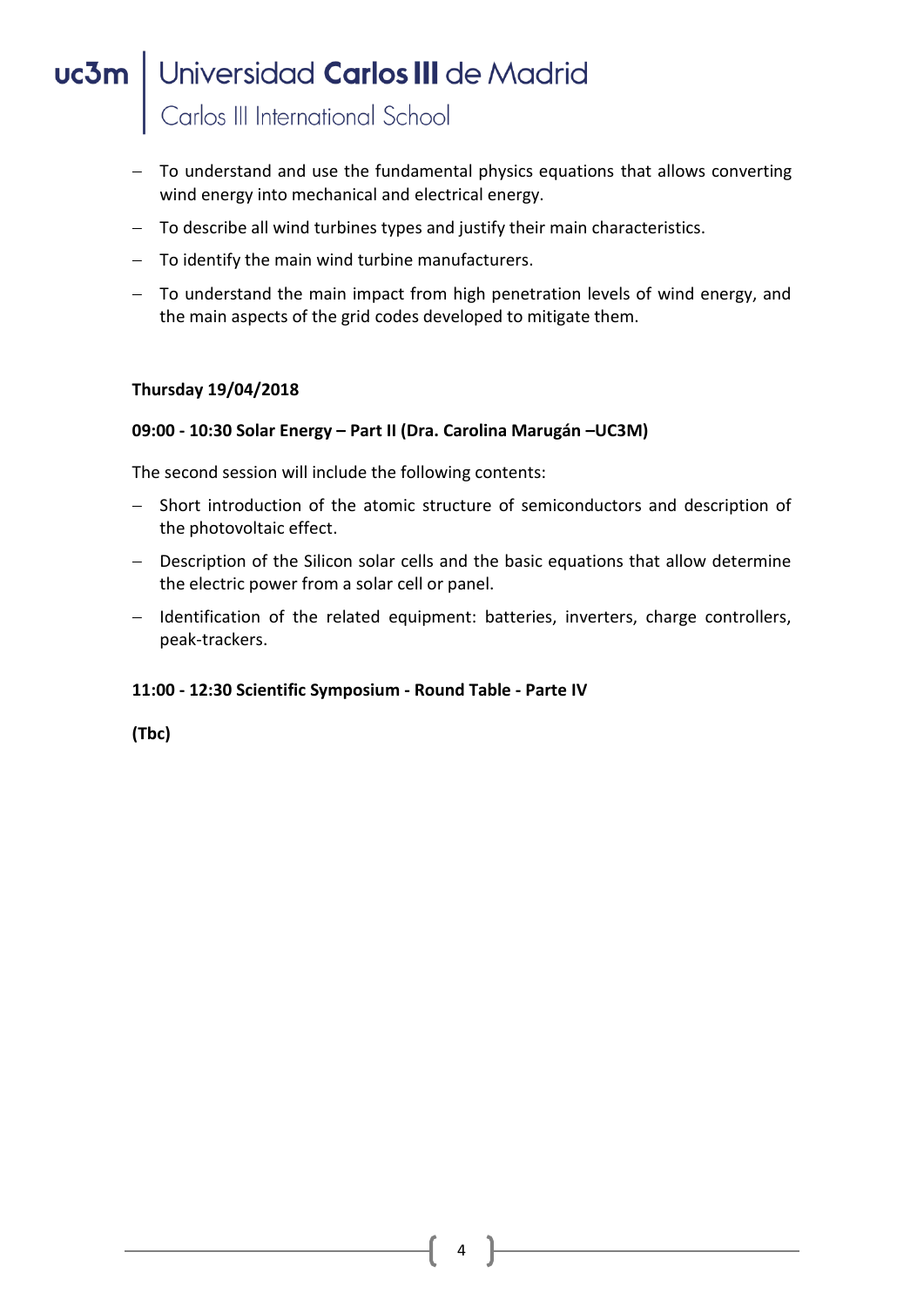- To understand and use the fundamental physics equations that allows converting wind energy into mechanical and electrical energy.
- To describe all wind turbines types and justify their main characteristics.
- To identify the main wind turbine manufacturers.
- To understand the main impact from high penetration levels of wind energy, and the main aspects of the grid codes developed to mitigate them.

**Thursday 19/04/2018**

**09:00 - 10:30 Solar Energy – Part II (Dra. Carolina Marugán –UC3M)**

The second session will include the following contents:

- Short introduction of the atomic structure of semiconductors and description of the photovoltaic effect.
- Description of the Silicon solar cells and the basic equations that allow determine the electric power from a solar cell or panel.
- Identification of the related equipment: batteries, inverters, charge controllers, peak-trackers.

**11:00 - 12:30 Scientific Symposium - Round Table - Parte IV**

**(Tbc)**